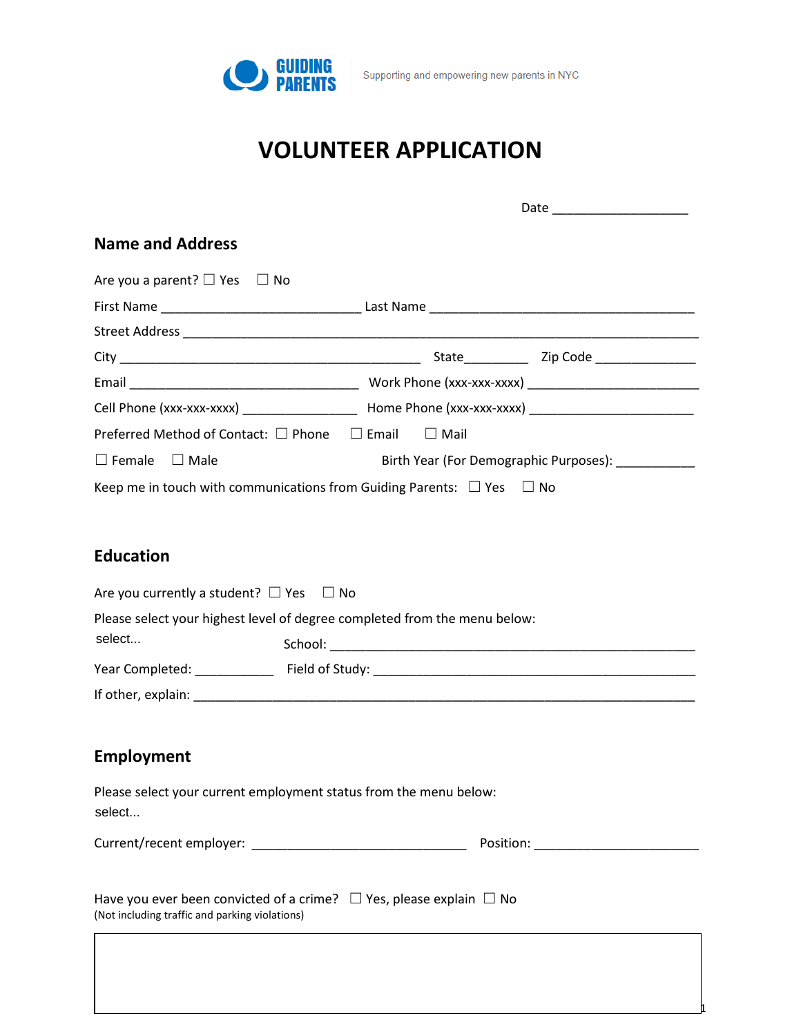GUIDING PARENTS

Supporting and empowering new parents in NYC

# VOLUNTEER APPLICATION

Date ____________________

## Name and Address

Are you a parent? ☐ Yes ☐ No

First Name ______________________________ Last Name ________________________________________

Street Address ______________________________________________________________________________

City _____________________________________________ State_________ Zip Code _______________

Email __________________________________ Work Phone (xxx-xxx-xxxx) ________________________

Cell Phone (xxx-xxx-xxxx) _________________ Home Phone (xxx-xxx-xxxx) ________________________

Preferred Method of Contact: ☐ Phone ☐ Email ☐ Mail

☐ Female ☐ Male Birth Year (For Demographic Purposes): ____________

Keep me in touch with communications from Guiding Parents: ☐ Yes ☐ No

## Education

Are you currently a student? ☐ Yes ☐ No

Please select your highest level of degree completed from the menu below:

select... School: _______________________________________________________

Year Completed: ____________ Field of Study: _________________________________________________

If other, explain: __________________________________________________________________________

## Employment

Please select your current employment status from the menu below:

select...

Current/recent employer: ________________________________ Position: ________________________

Have you ever been convicted of a crime? ☐ Yes, please explain ☐ No
(Not including traffic and parking violations)

| |
|---|
| |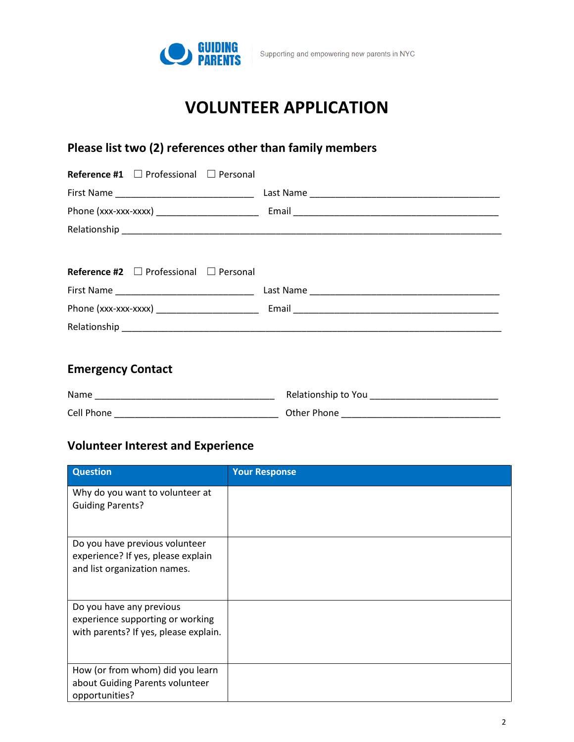GUIDING PARENTS — Supporting and empowering new parents in NYC

# VOLUNTEER APPLICATION

## Please list two (2) references other than family members

**Reference #1** ☐ Professional ☐ Personal

First Name ___________________________ Last Name _____________________________________

Phone (xxx-xxx-xxxx) ____________________ Email ________________________________________

Relationship ___________________________________________________________________________

**Reference #2** ☐ Professional ☐ Personal

First Name ___________________________ Last Name _____________________________________

Phone (xxx-xxx-xxxx) ____________________ Email ________________________________________

Relationship ___________________________________________________________________________

## Emergency Contact

Name ___________________________________ Relationship to You _________________________

Cell Phone ________________________________ Other Phone _______________________________

## Volunteer Interest and Experience

| Question | Your Response |
|---|---|
| Why do you want to volunteer at Guiding Parents? | |
| Do you have previous volunteer experience? If yes, please explain and list organization names. | |
| Do you have any previous experience supporting or working with parents? If yes, please explain. | |
| How (or from whom) did you learn about Guiding Parents volunteer opportunities? | |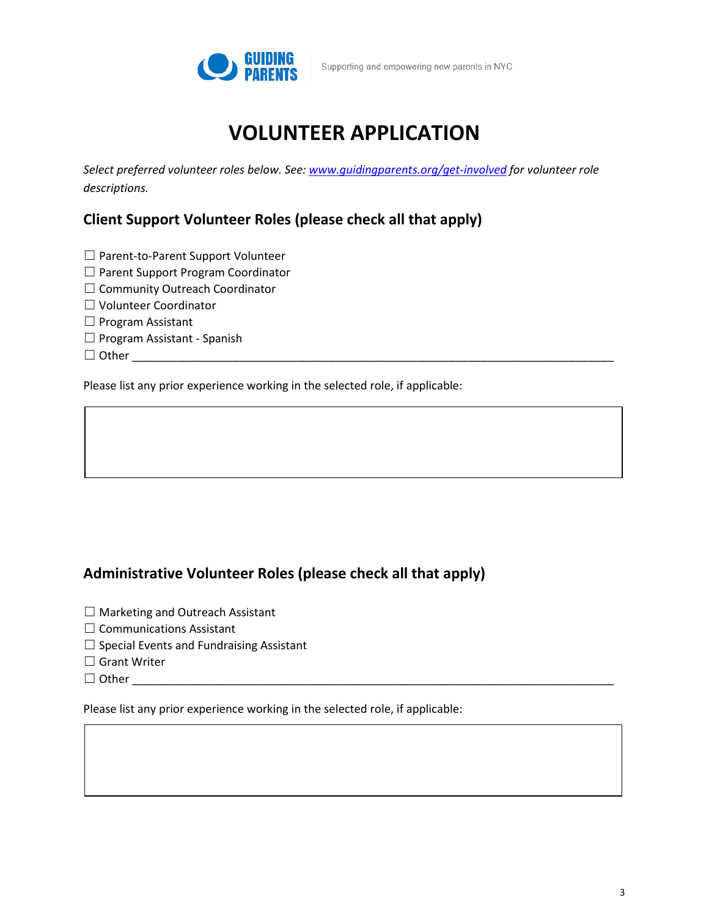GUIDING PARENTS — Supporting and empowering new parents in NYC

# VOLUNTEER APPLICATION

*Select preferred volunteer roles below. See: [www.guidingparents.org/get-involved](http://www.guidingparents.org/get-involved) for volunteer role descriptions.*

## Client Support Volunteer Roles (please check all that apply)

☐ Parent-to-Parent Support Volunteer
☐ Parent Support Program Coordinator
☐ Community Outreach Coordinator
☐ Volunteer Coordinator
☐ Program Assistant
☐ Program Assistant - Spanish
☐ Other ___________________________________________________________________________

Please list any prior experience working in the selected role, if applicable:

| |
|---|
| |

## Administrative Volunteer Roles (please check all that apply)

☐ Marketing and Outreach Assistant
☐ Communications Assistant
☐ Special Events and Fundraising Assistant
☐ Grant Writer
☐ Other ___________________________________________________________________________

Please list any prior experience working in the selected role, if applicable:

| |
|---|
| |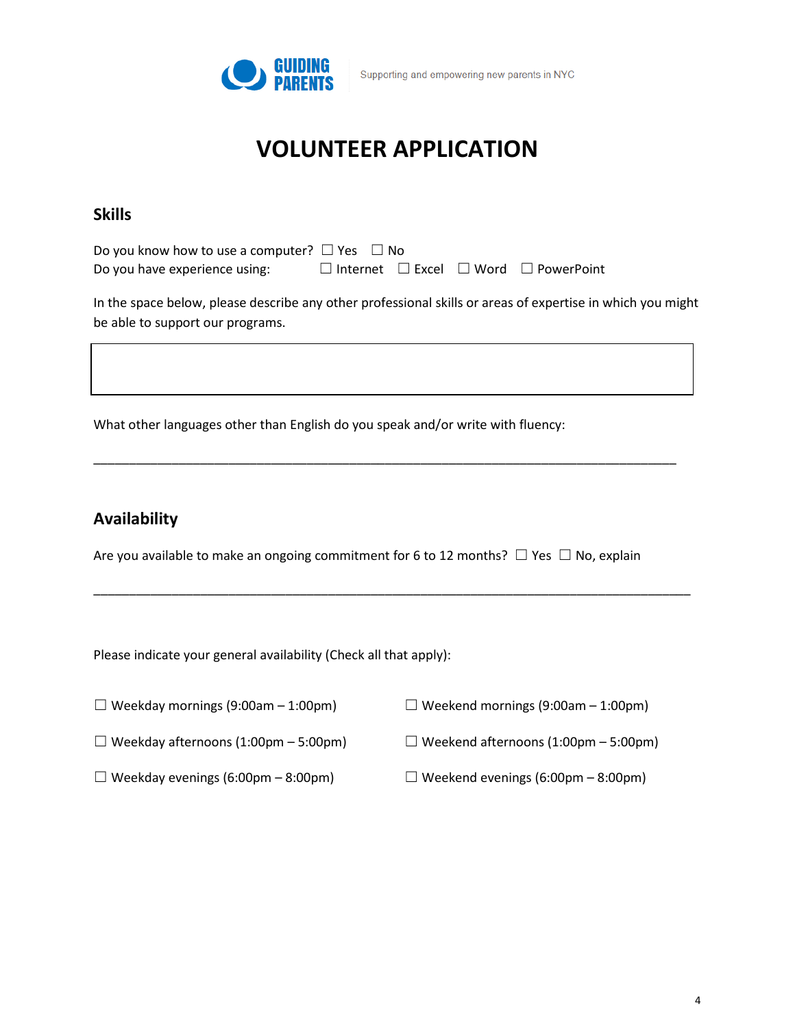GUIDING PARENTS | Supporting and empowering new parents in NYC

# VOLUNTEER APPLICATION

## Skills

Do you know how to use a computer? ☐ Yes ☐ No

Do you have experience using: ☐ Internet ☐ Excel ☐ Word ☐ PowerPoint

In the space below, please describe any other professional skills or areas of expertise in which you might be able to support our programs.

|   |
|---|
|   |

What other languages other than English do you speak and/or write with fluency:

_______________________________________________________________________________

## Availability

Are you available to make an ongoing commitment for 6 to 12 months? ☐ Yes ☐ No, explain

_______________________________________________________________________________

Please indicate your general availability (Check all that apply):

☐ Weekday mornings (9:00am – 1:00pm)

☐ Weekday afternoons (1:00pm – 5:00pm)

☐ Weekday evenings (6:00pm – 8:00pm)

☐ Weekend mornings (9:00am – 1:00pm)

☐ Weekend afternoons (1:00pm – 5:00pm)

☐ Weekend evenings (6:00pm – 8:00pm)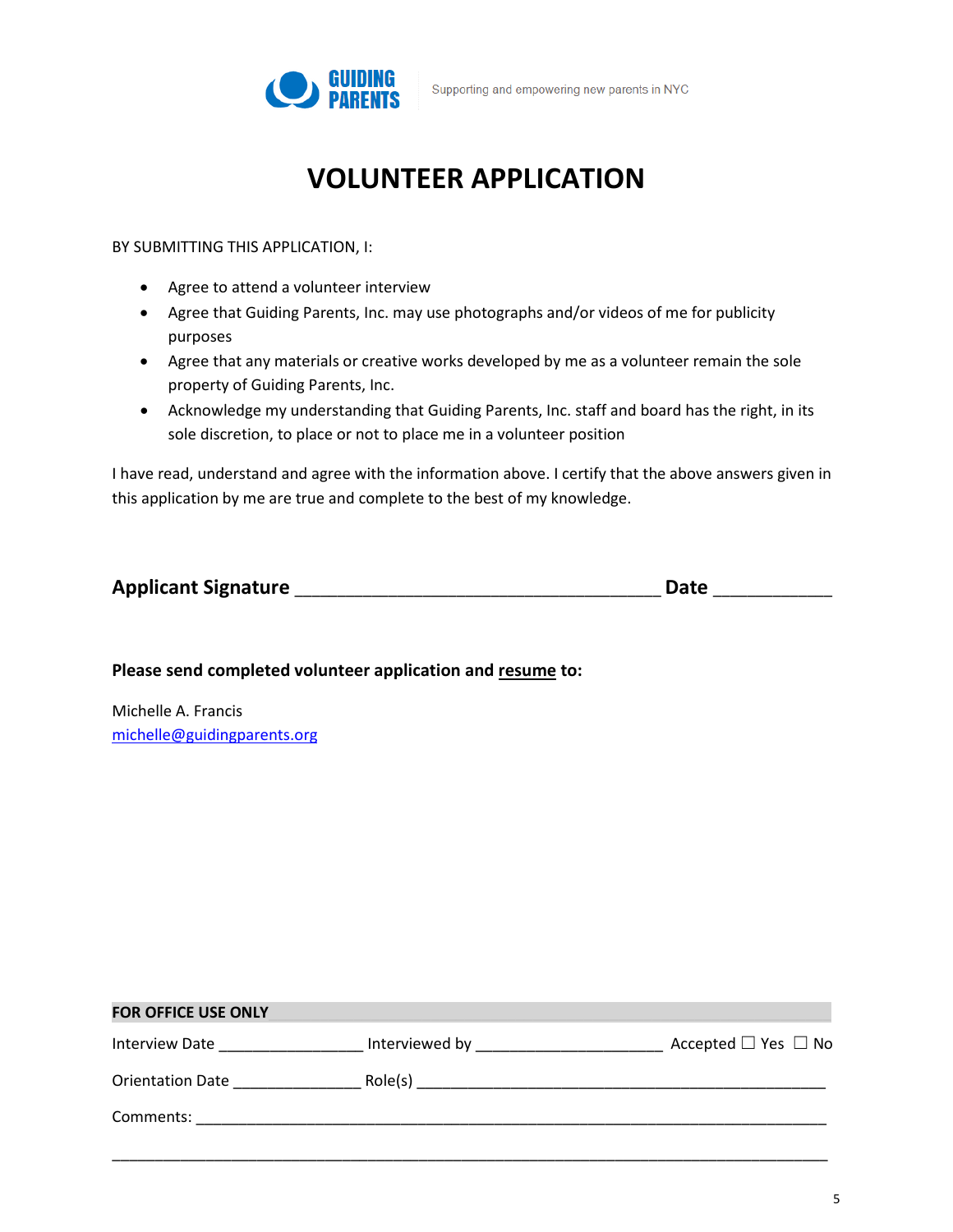GUIDING PARENTS | Supporting and empowering new parents in NYC

# VOLUNTEER APPLICATION

BY SUBMITTING THIS APPLICATION, I:

- Agree to attend a volunteer interview
- Agree that Guiding Parents, Inc. may use photographs and/or videos of me for publicity purposes
- Agree that any materials or creative works developed by me as a volunteer remain the sole property of Guiding Parents, Inc.
- Acknowledge my understanding that Guiding Parents, Inc. staff and board has the right, in its sole discretion, to place or not to place me in a volunteer position

I have read, understand and agree with the information above. I certify that the above answers given in this application by me are true and complete to the best of my knowledge.

**Applicant Signature** ____________________________________ **Date** ___________

**Please send completed volunteer application and <u>resume</u> to:**

Michelle A. Francis
[michelle@guidingparents.org](mailto:michelle@guidingparents.org)

**FOR OFFICE USE ONLY**

Interview Date ________________ Interviewed by _____________________ Accepted ☐ Yes ☐ No

Orientation Date ______________ Role(s) _____________________________________________

Comments: _________________________________________________________________________

___________________________________________________________________________________